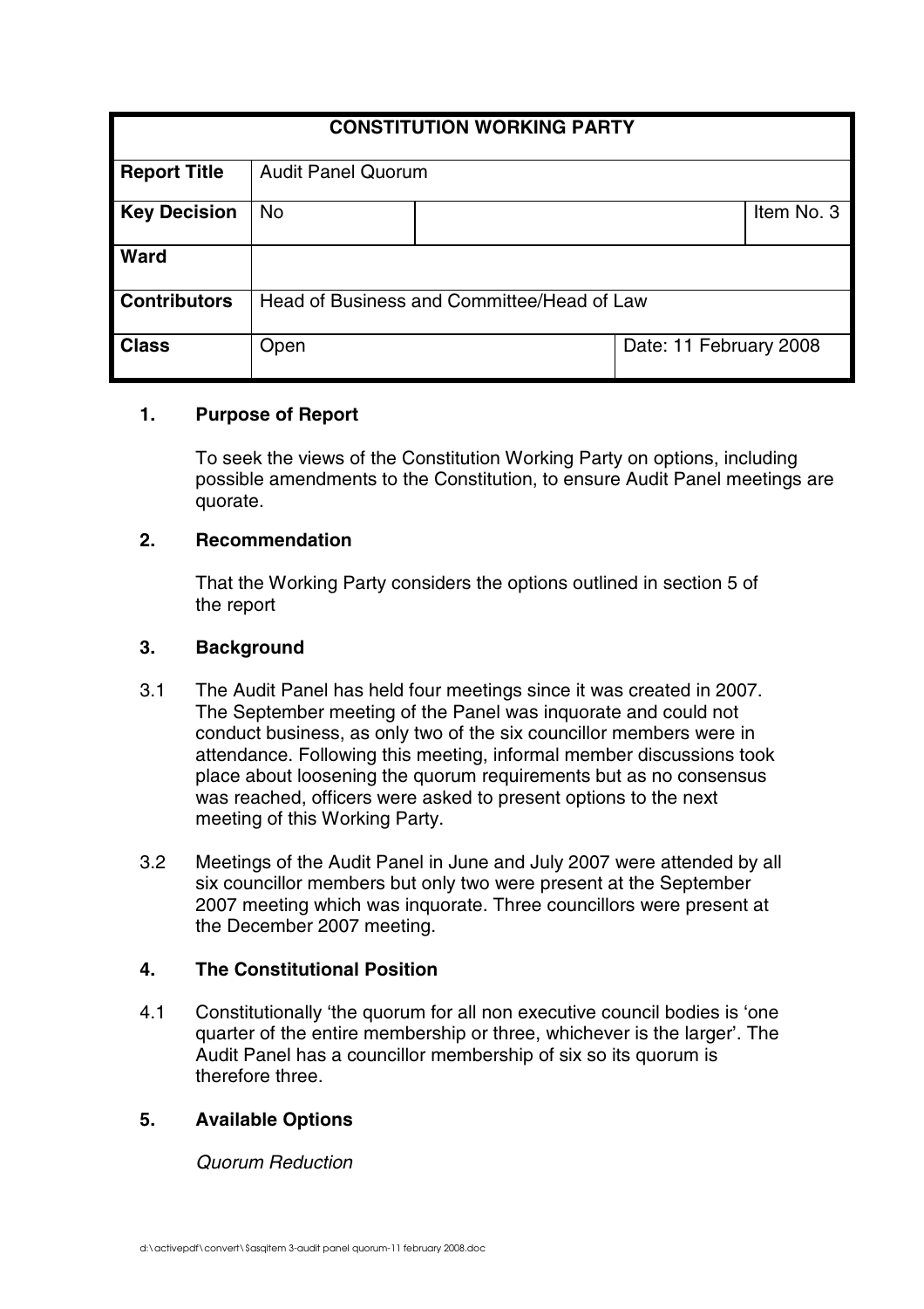| CONSTITUTION WORKING PARTY | | | |
|---|---|---|---|
| **Report Title** | Audit Panel Quorum | | |
| **Key Decision** | No | | Item No. 3 |
| **Ward** | | | |
| **Contributors** | Head of Business and Committee/Head of Law | | |
| **Class** | Open | | Date: 11 February 2008 |

## 1. Purpose of Report

To seek the views of the Constitution Working Party on options, including possible amendments to the Constitution, to ensure Audit Panel meetings are quorate.

## 2. Recommendation

That the Working Party considers the options outlined in section 5 of the report

## 3. Background

3.1 The Audit Panel has held four meetings since it was created in 2007. The September meeting of the Panel was inquorate and could not conduct business, as only two of the six councillor members were in attendance. Following this meeting, informal member discussions took place about loosening the quorum requirements but as no consensus was reached, officers were asked to present options to the next meeting of this Working Party.

3.2 Meetings of the Audit Panel in June and July 2007 were attended by all six councillor members but only two were present at the September 2007 meeting which was inquorate. Three councillors were present at the December 2007 meeting.

## 4. The Constitutional Position

4.1 Constitutionally 'the quorum for all non executive council bodies is 'one quarter of the entire membership or three, whichever is the larger'. The Audit Panel has a councillor membership of six so its quorum is therefore three.

## 5. Available Options

*Quorum Reduction*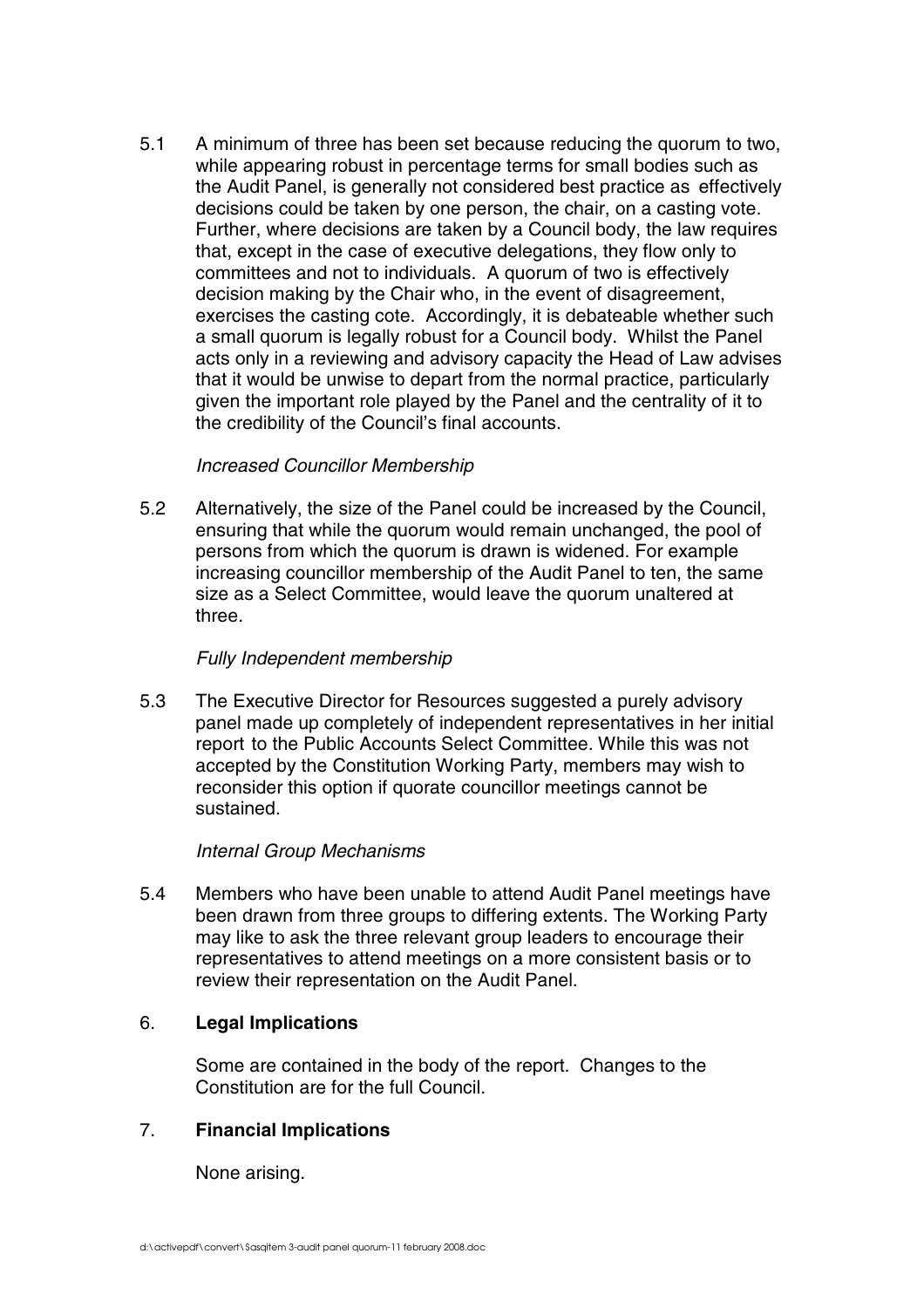5.1 A minimum of three has been set because reducing the quorum to two, while appearing robust in percentage terms for small bodies such as the Audit Panel, is generally not considered best practice as effectively decisions could be taken by one person, the chair, on a casting vote. Further, where decisions are taken by a Council body, the law requires that, except in the case of executive delegations, they flow only to committees and not to individuals. A quorum of two is effectively decision making by the Chair who, in the event of disagreement, exercises the casting cote. Accordingly, it is debateable whether such a small quorum is legally robust for a Council body. Whilst the Panel acts only in a reviewing and advisory capacity the Head of Law advises that it would be unwise to depart from the normal practice, particularly given the important role played by the Panel and the centrality of it to the credibility of the Council's final accounts.

*Increased Councillor Membership*

5.2 Alternatively, the size of the Panel could be increased by the Council, ensuring that while the quorum would remain unchanged, the pool of persons from which the quorum is drawn is widened. For example increasing councillor membership of the Audit Panel to ten, the same size as a Select Committee, would leave the quorum unaltered at three.

*Fully Independent membership*

5.3 The Executive Director for Resources suggested a purely advisory panel made up completely of independent representatives in her initial report to the Public Accounts Select Committee. While this was not accepted by the Constitution Working Party, members may wish to reconsider this option if quorate councillor meetings cannot be sustained.

*Internal Group Mechanisms*

5.4 Members who have been unable to attend Audit Panel meetings have been drawn from three groups to differing extents. The Working Party may like to ask the three relevant group leaders to encourage their representatives to attend meetings on a more consistent basis or to review their representation on the Audit Panel.

## 6. **Legal Implications**

Some are contained in the body of the report. Changes to the Constitution are for the full Council.

## 7. **Financial Implications**

None arising.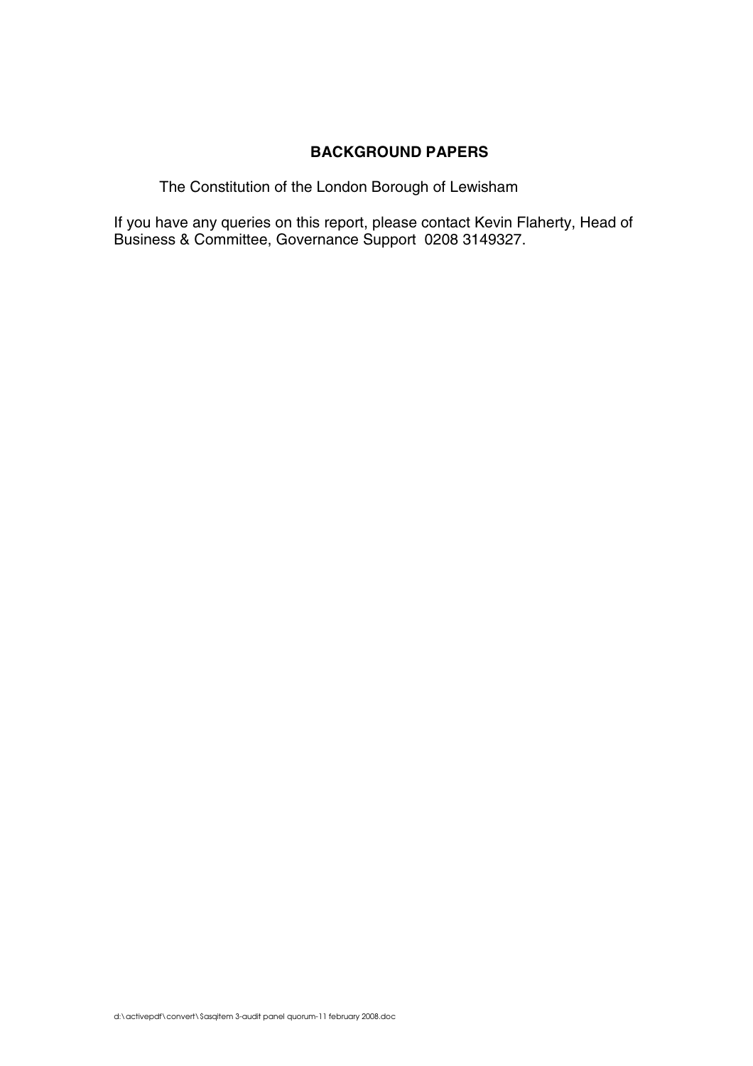## BACKGROUND PAPERS

The Constitution of the London Borough of Lewisham

If you have any queries on this report, please contact Kevin Flaherty, Head of Business & Committee, Governance Support 0208 3149327.